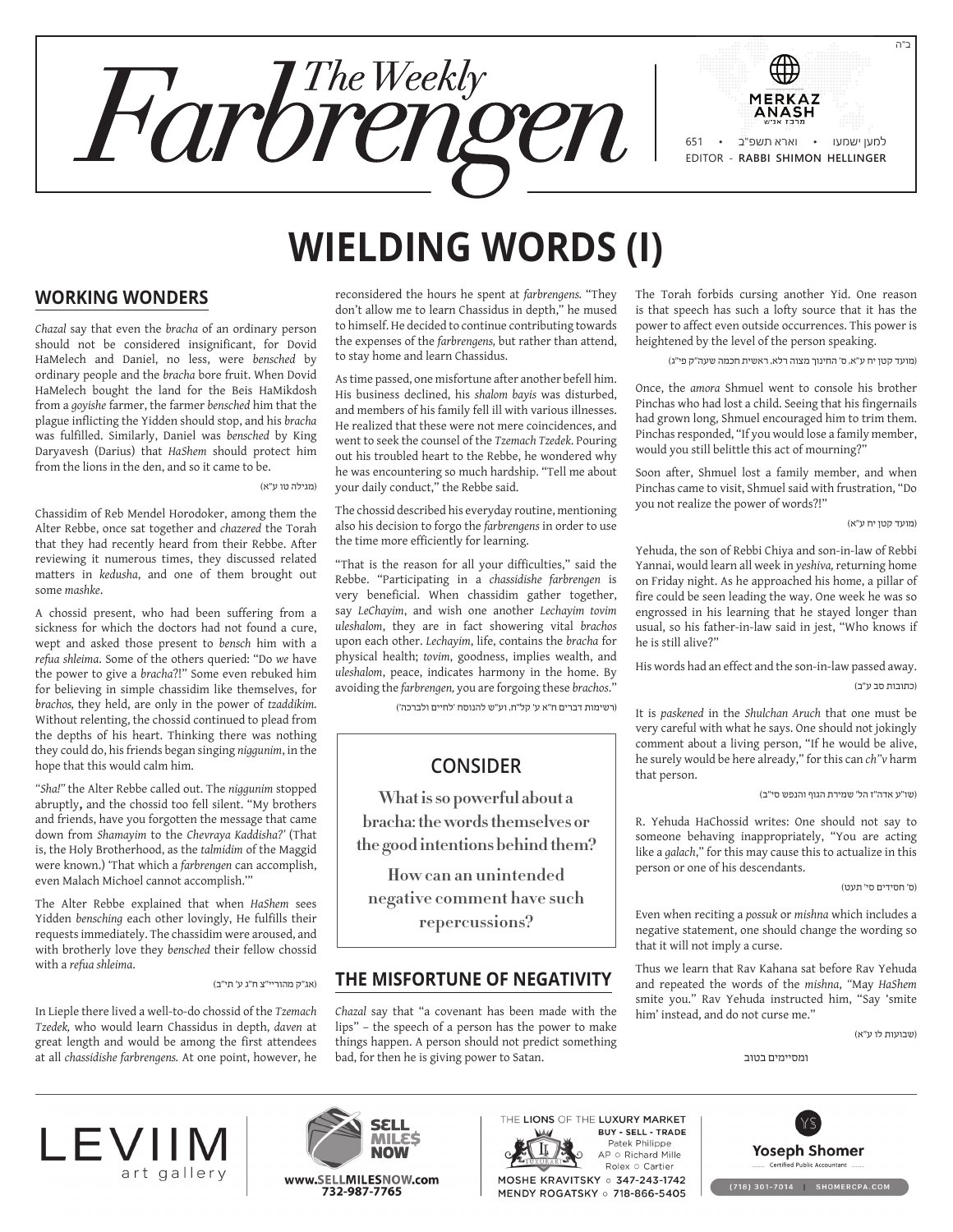ב"ה

# The Weekly Farbrengen

MERKAZ ANASH

למען ישמעו • וארא תשפ"ב • 651

EDITOR - RABBI SHIMON HELLINGER

# WIELDING WORDS (I)

## WORKING WONDERS

*Chazal* say that even the *bracha* of an ordinary person should not be considered insignificant, for Dovid HaMelech and Daniel, no less, were *bensched* by ordinary people and the *bracha* bore fruit. When Dovid HaMelech bought the land for the Beis HaMikdosh from a *goyishe* farmer, the farmer *bensched* him that the plague inflicting the Yidden should stop, and his *bracha* was fulfilled. Similarly, Daniel was *bensched* by King Daryavesh (Darius) that *HaShem* should protect him from the lions in the den, and so it came to be.

(מגילה טו ע"א)

Chassidim of Reb Mendel Horodoker, among them the Alter Rebbe, once sat together and *chazered* the Torah that they had recently heard from their Rebbe. After reviewing it numerous times, they discussed related matters in *kedusha*, and one of them brought out some *mashke*.

A chossid present, who had been suffering from a sickness for which the doctors had not found a cure, wept and asked those present to *bensch* him with a *refua shleima*. Some of the others queried: "Do *we* have the power to give a *bracha*?!" Some even rebuked him for believing in simple chassidim like themselves, for *brachos,* they held, are only in the power of *tzaddikim.* Without relenting, the chossid continued to plead from the depths of his heart. Thinking there was nothing they could do, his friends began singing *niggunim*, in the hope that this would calm him.

"*Sha!*" the Alter Rebbe called out. The *niggunim* stopped abruptly, and the chossid too fell silent. "My brothers and friends, have you forgotten the message that came down from *Shamayim* to the *Chevraya Kaddisha?*' (That is, the Holy Brotherhood, as the *talmidim* of the Maggid were known.) 'That which a *farbrengen* can accomplish, even Malach Michoel cannot accomplish.'"

The Alter Rebbe explained that when *HaShem* sees Yidden *bensching* each other lovingly, He fulfills their requests immediately. The chassidim were aroused, and with brotherly love they *bensched* their fellow chossid with a *refua shleima*.

(אג"ק מהוריי"צ ח"ג ע' ת"ב)

In Lieple there lived a well-to-do chossid of the *Tzemach Tzedek,* who would learn Chassidus in depth, *daven* at great length and would be among the first attendees at all *chassidishe farbrengens.* At one point, however, he reconsidered the hours he spent at *farbrengens.* "They don't allow me to learn Chassidus in depth," he mused to himself. He decided to continue contributing towards the expenses of the *farbrengens,* but rather than attend, to stay home and learn Chassidus.

As time passed, one misfortune after another befell him. His business declined, his *shalom bayis* was disturbed, and members of his family fell ill with various illnesses. He realized that these were not mere coincidences, and went to seek the counsel of the *Tzemach Tzedek*. Pouring out his troubled heart to the Rebbe, he wondered why he was encountering so much hardship. "Tell me about your daily conduct," the Rebbe said.

The chossid described his everyday routine, mentioning also his decision to forgo the *farbrengens* in order to use the time more efficiently for learning.

"That is the reason for all your difficulties," said the Rebbe. "Participating in a *chassidishe farbrengen* is very beneficial. When chassidim gather together, say *LeChayim*, and wish one another *Lechayim tovim uleshalom*, they are in fact showering vital *brachos* upon each other. *Lechayim*, life, contains the *bracha* for physical health; *tovim*, goodness, implies wealth, and *uleshalom*, peace, indicates harmony in the home. By avoiding the *farbrengen,* you are forgoing these *brachos*."

(רשימות דברים ח"א ע' קל"ח, וע"ש להנוסח 'לחיים ולברכה')

> ## CONSIDER
>
> **What is so powerful about a bracha: the words themselves or the good intentions behind them?**
>
> **How can an unintended negative comment have such repercussions?**

## THE MISFORTUNE OF NEGATIVITY

*Chazal* say that "a covenant has been made with the lips" – the speech of a person has the power to make things happen. A person should not predict something bad, for then he is giving power to Satan.

The Torah forbids cursing another Yid. One reason is that speech has such a lofty source that it has the power to affect even outside occurrences. This power is heightened by the level of the person speaking.

(מועד קטן יח ע"א, ס' החינוך מצוה רלא, ראשית חכמה שער"ק פי"ג)

Once, the *amora* Shmuel went to console his brother Pinchas who had lost a child. Seeing that his fingernails had grown long, Shmuel encouraged him to trim them. Pinchas responded, "If you would lose a family member, would you still belittle this act of mourning?"

Soon after, Shmuel lost a family member, and when Pinchas came to visit, Shmuel said with frustration, "Do you not realize the power of words?!"

(מועד קטן יח ע"א)

Yehuda, the son of Rebbi Chiya and son-in-law of Rebbi Yannai, would learn all week in *yeshiva,* returning home on Friday night. As he approached his home, a pillar of fire could be seen leading the way. One week he was so engrossed in his learning that he stayed longer than usual, so his father-in-law said in jest, "Who knows if he is still alive?"

His words had an effect and the son-in-law passed away.

(כתובות סב ע"ב)

It is *paskened* in the *Shulchan Aruch* that one must be very careful with what he says. One should not jokingly comment about a living person, "If he would be alive, he surely would be here already," for this can *ch"v* harm that person.

(שו"ע אדה"ז הל' שמירת הגוף והנפש סי"ב)

R. Yehuda HaChossid writes: One should not say to someone behaving inappropriately, "You are acting like a *galach*," for this may cause this to actualize in this person or one of his descendants.

(ס' חסידים סי' תעט)

Even when reciting a *possuk* or *mishna* which includes a negative statement, one should change the wording so that it will not imply a curse.

Thus we learn that Rav Kahana sat before Rav Yehuda and repeated the words of the *mishna*, "May *HaShem* smite you." Rav Yehuda instructed him, "Say 'smite him' instead, and do not curse me."

(שבועות לו ע"א)

ומסיימים בטוב

LEVIIM art gallery

SELL MILES NOW — www.SELLMILESNOW.com 732-987-7765

THE LIONS OF THE LUXURY MARKET — BUY - SELL - TRADE — Patek Philippe, AP ○ Richard Mille, Rolex ○ Cartier — MOSHE KRAVITSKY ○ 347-243-1742, MENDY ROGATSKY ○ 718-866-5405

Yoseph Shomer — Certified Public Accountant — (718) 301-7014 | SHOMERCPA.COM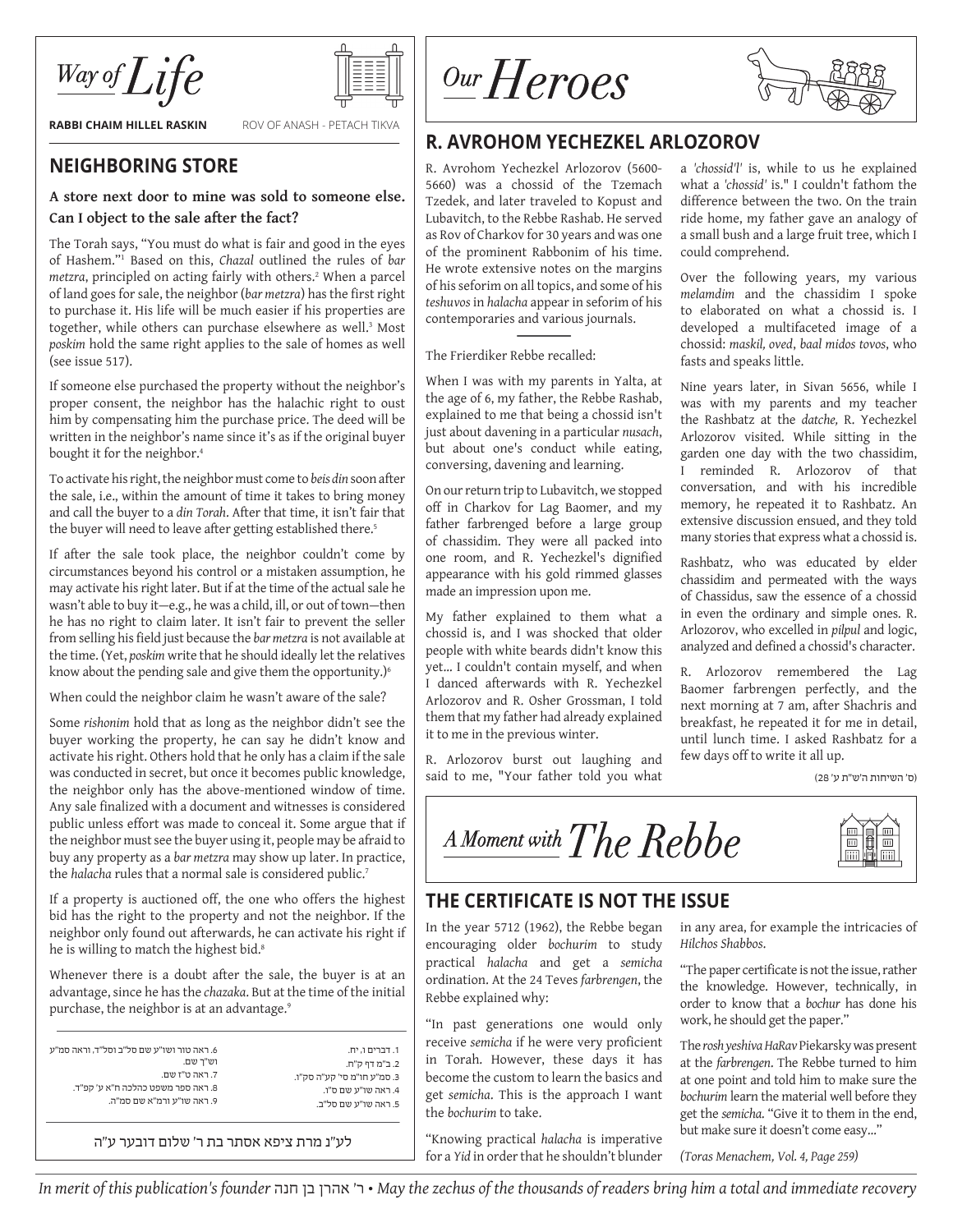## Way of Life

**RABBI CHAIM HILLEL RASKIN** ROV OF ANASH - PETACH TIKVA

### NEIGHBORING STORE

**A store next door to mine was sold to someone else. Can I object to the sale after the fact?**

The Torah says, "You must do what is fair and good in the eyes of Hashem."[1] Based on this, *Chazal* outlined the rules of *bar metzra*, principled on acting fairly with others.[2] When a parcel of land goes for sale, the neighbor (*bar metzra*) has the first right to purchase it. His life will be much easier if his properties are together, while others can purchase elsewhere as well.[3] Most *poskim* hold the same right applies to the sale of homes as well (see issue 517).

If someone else purchased the property without the neighbor's proper consent, the neighbor has the halachic right to oust him by compensating him the purchase price. The deed will be written in the neighbor's name since it's as if the original buyer bought it for the neighbor.[4]

To activate his right, the neighbor must come to *beis din* soon after the sale, i.e., within the amount of time it takes to bring money and call the buyer to a *din Torah*. After that time, it isn't fair that the buyer will need to leave after getting established there.[5]

If after the sale took place, the neighbor couldn't come by circumstances beyond his control or a mistaken assumption, he may activate his right later. But if at the time of the actual sale he wasn't able to buy it—e.g., he was a child, ill, or out of town—then he has no right to claim later. It isn't fair to prevent the seller from selling his field just because the *bar metzra* is not available at the time. (Yet, *poskim* write that he should ideally let the relatives know about the pending sale and give them the opportunity.)[6]

When could the neighbor claim he wasn't aware of the sale?

Some *rishonim* hold that as long as the neighbor didn't see the buyer working the property, he can say he didn't know and activate his right. Others hold that he only has a claim if the sale was conducted in secret, but once it becomes public knowledge, the neighbor only has the above-mentioned window of time. Any sale finalized with a document and witnesses is considered public unless effort was made to conceal it. Some argue that if the neighbor must see the buyer using it, people may be afraid to buy any property as a *bar metzra* may show up later. In practice, the *halacha* rules that a normal sale is considered public.[7]

If a property is auctioned off, the one who offers the highest bid has the right to the property and not the neighbor. If the neighbor only found out afterwards, he can activate his right if he is willing to match the highest bid.[8]

Whenever there is a doubt after the sale, the buyer is at an advantage, since he has the *chazaka*. But at the time of the initial purchase, the neighbor is at an advantage.[9]

1. דברים ו, יח.
2. ב"מ דף ק"ח.
3. סמ"ע חו"מ סי' קע"ה סק"ו.
4. ראה שו"ע שם ס"ו.
5. ראה שו"ע שם סל"ב.
6. ראה טור ושו"ע שם סל"ב וסל"ד, וראה סמ"ע וש"ך שם.
7. ראה ט"ז שם.
8. ראה ספר משפט כהלכה ח"א ע' קפ"ד.
9. ראה שו"ע ורמ"א שם סמ"ה.

לע"נ מרת ציפא אסתר בת ר' שלום דובער ע"ה

## Our Heroes

### R. AVROHOM YECHEZKEL ARLOZOROV

R. Avrohom Yechezkel Arlozorov (5600-5660) was a chossid of the Tzemach Tzedek, and later traveled to Kopust and Lubavitch, to the Rebbe Rashab. He served as Rov of Charkov for 30 years and was one of the prominent Rabbonim of his time. He wrote extensive notes on the margins of his seforim on all topics, and some of his *teshuvos* in *halacha* appear in seforim of his contemporaries and various journals.

The Frierdiker Rebbe recalled:

When I was with my parents in Yalta, at the age of 6, my father, the Rebbe Rashab, explained to me that being a chossid isn't just about davening in a particular *nusach*, but about one's conduct while eating, conversing, davening and learning.

On our return trip to Lubavitch, we stopped off in Charkov for Lag Baomer, and my father farbrenged before a large group of chassidim. They were all packed into one room, and R. Yechezkel's dignified appearance with his gold rimmed glasses made an impression upon me.

My father explained to them what a chossid is, and I was shocked that older people with white beards didn't know this yet... I couldn't contain myself, and when I danced afterwards with R. Yechezkel Arlozorov and R. Osher Grossman, I told them that my father had already explained it to me in the previous winter.

R. Arlozorov burst out laughing and said to me, "Your father told you what a *'chossid'l'* is, while to us he explained what a *'chossid'* is." I couldn't fathom the difference between the two. On the train ride home, my father gave an analogy of a small bush and a large fruit tree, which I could comprehend.

Over the following years, my various *melamdim* and the chassidim I spoke to elaborated on what a chossid is. I developed a multifaceted image of a chossid: *maskil, oved*, *baal midos tovos*, who fasts and speaks little.

Nine years later, in Sivan 5656, while I was with my parents and my teacher the Rashbatz at the *datche,* R. Yechezkel Arlozorov visited. While sitting in the garden one day with the two chassidim, I reminded R. Arlozorov of that conversation, and with his incredible memory, he repeated it to Rashbatz. An extensive discussion ensued, and they told many stories that express what a chossid is.

Rashbatz, who was educated by elder chassidim and permeated with the ways of Chassidus, saw the essence of a chossid in even the ordinary and simple ones. R. Arlozorov, who excelled in *pilpul* and logic, analyzed and defined a chossid's character.

R. Arlozorov remembered the Lag Baomer farbrengen perfectly, and the next morning at 7 am, after Shachris and breakfast, he repeated it for me in detail, until lunch time. I asked Rashbatz for a few days off to write it all up.

(ס' השיחות ה'ש"ת ע' 28)

## A Moment with The Rebbe

### THE CERTIFICATE IS NOT THE ISSUE

In the year 5712 (1962), the Rebbe began encouraging older *bochurim* to study practical *halacha* and get a *semicha* ordination. At the 24 Teves *farbrengen*, the Rebbe explained why:

"In past generations one would only receive *semicha* if he were very proficient in Torah. However, these days it has become the custom to learn the basics and get *semicha*. This is the approach I want the *bochurim* to take.

"Knowing practical *halacha* is imperative for a *Yid* in order that he shouldn't blunder in any area, for example the intricacies of *Hilchos Shabbos*.

"The paper certificate is not the issue, rather the knowledge. However, technically, in order to know that a *bochur* has done his work, he should get the paper."

The *rosh yeshiva HaRav* Piekarsky was present at the *farbrengen*. The Rebbe turned to him at one point and told him to make sure the *bochurim* learn the material well before they get the *semicha*. "Give it to them in the end, but make sure it doesn't come easy..."

*(Toras Menachem, Vol. 4, Page 259)*

*In merit of this publication's founder* ר' אהרן בן חנה *• May the zechus of the thousands of readers bring him a total and immediate recovery*